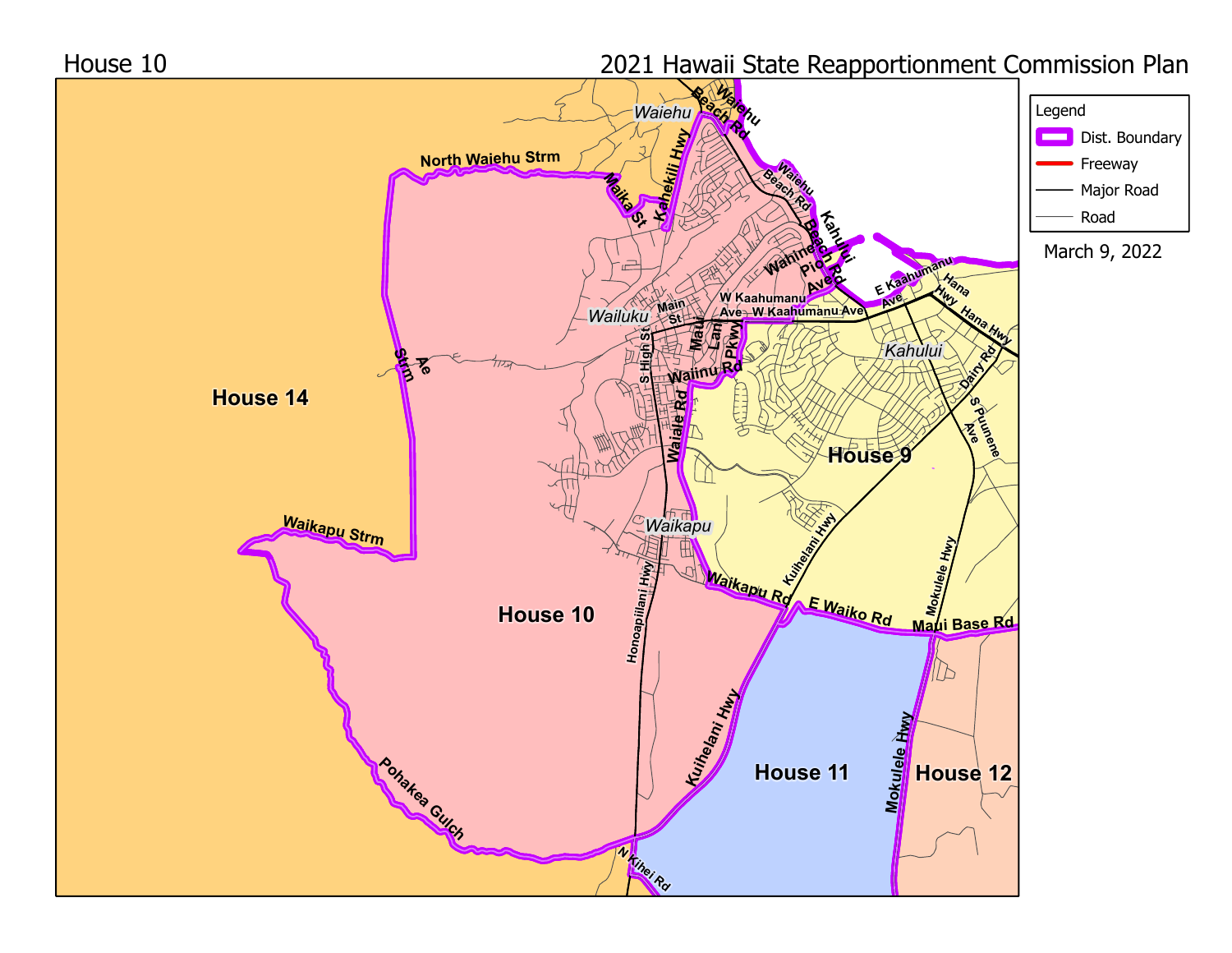House 10

# 2021 Hawaii State Reapportionment Commission Plan

March 9, 2022

**Legend**

- Dist. Boundary
- Freeway
- Major Road
- Road

House 14

House 10

House 9

House 11

House 12

Waiehu

Wailuku

Waikapu

Kahului

North Waiehu Strm

Waiehu Beach Rd

Maika St

Kahekili Hwy

Kahului Beach Rd

Wahine Pio Ave

E Kaahumanu Ave

Hana Hwy

W Kaahumanu Ave

Main St

Maui Lani Pkwy

S High St

Waiinu Rd

Waiale Rd

Ae Strm

Dairy Rd

S Puunene Ave

Waikapu Strm

Honoapiilani Hwy

Kuihelani Hwy

Waikapu Rd

E Waiko Rd

Mokulele Hwy

Maui Base Rd

Pohakea Gulch

N Kihei Rd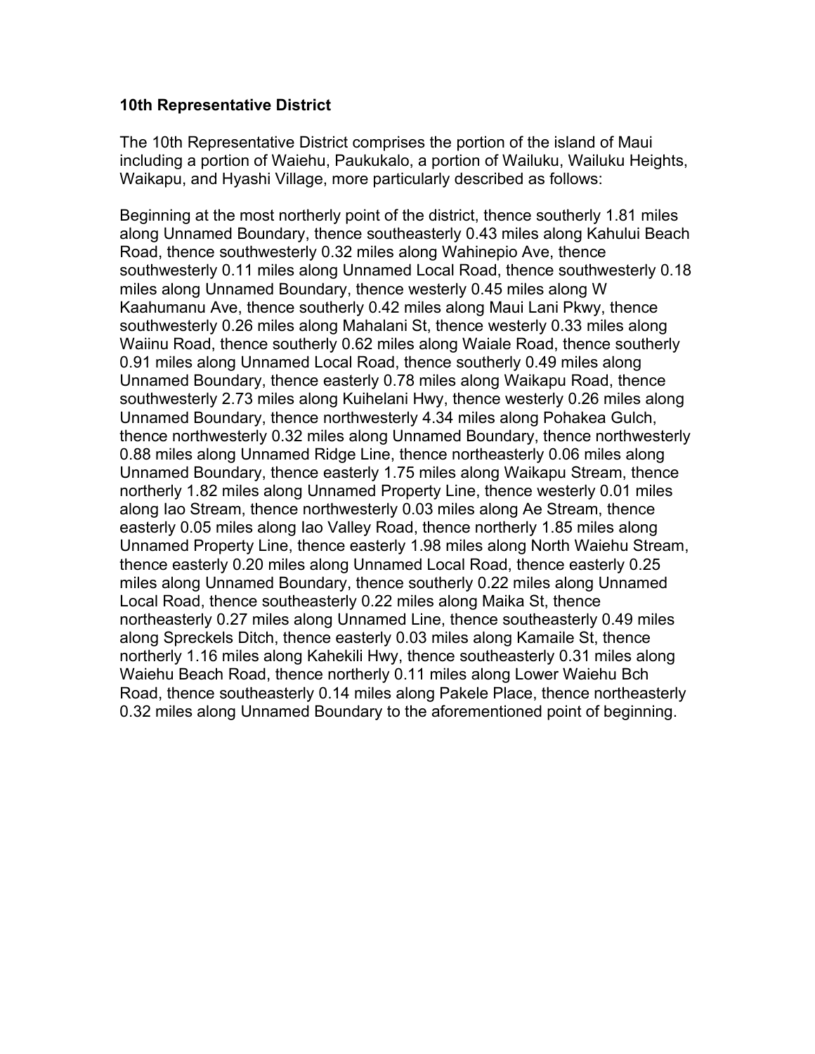**10th Representative District**

The 10th Representative District comprises the portion of the island of Maui including a portion of Waiehu, Paukukalo, a portion of Wailuku, Wailuku Heights, Waikapu, and Hyashi Village, more particularly described as follows:

Beginning at the most northerly point of the district, thence southerly 1.81 miles along Unnamed Boundary, thence southeasterly 0.43 miles along Kahului Beach Road, thence southwesterly 0.32 miles along Wahinepio Ave, thence southwesterly 0.11 miles along Unnamed Local Road, thence southwesterly 0.18 miles along Unnamed Boundary, thence westerly 0.45 miles along W Kaahumanu Ave, thence southerly 0.42 miles along Maui Lani Pkwy, thence southwesterly 0.26 miles along Mahalani St, thence westerly 0.33 miles along Waiinu Road, thence southerly 0.62 miles along Waiale Road, thence southerly 0.91 miles along Unnamed Local Road, thence southerly 0.49 miles along Unnamed Boundary, thence easterly 0.78 miles along Waikapu Road, thence southwesterly 2.73 miles along Kuihelani Hwy, thence westerly 0.26 miles along Unnamed Boundary, thence northwesterly 4.34 miles along Pohakea Gulch, thence northwesterly 0.32 miles along Unnamed Boundary, thence northwesterly 0.88 miles along Unnamed Ridge Line, thence northeasterly 0.06 miles along Unnamed Boundary, thence easterly 1.75 miles along Waikapu Stream, thence northerly 1.82 miles along Unnamed Property Line, thence westerly 0.01 miles along Iao Stream, thence northwesterly 0.03 miles along Ae Stream, thence easterly 0.05 miles along Iao Valley Road, thence northerly 1.85 miles along Unnamed Property Line, thence easterly 1.98 miles along North Waiehu Stream, thence easterly 0.20 miles along Unnamed Local Road, thence easterly 0.25 miles along Unnamed Boundary, thence southerly 0.22 miles along Unnamed Local Road, thence southeasterly 0.22 miles along Maika St, thence northeasterly 0.27 miles along Unnamed Line, thence southeasterly 0.49 miles along Spreckels Ditch, thence easterly 0.03 miles along Kamaile St, thence northerly 1.16 miles along Kahekili Hwy, thence southeasterly 0.31 miles along Waiehu Beach Road, thence northerly 0.11 miles along Lower Waiehu Bch Road, thence southeasterly 0.14 miles along Pakele Place, thence northeasterly 0.32 miles along Unnamed Boundary to the aforementioned point of beginning.